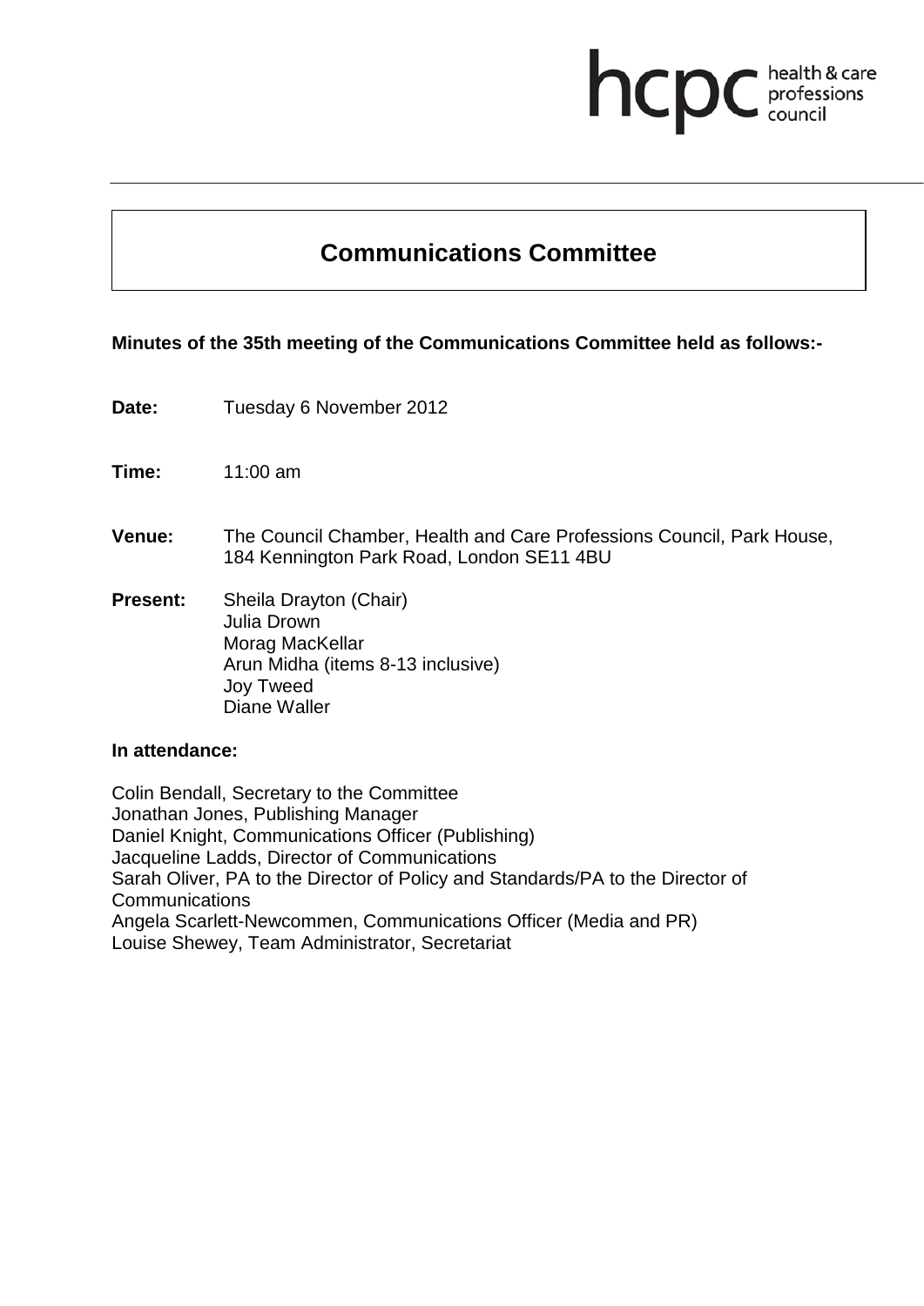# Communications Committee

**Minutes of the 35th meeting of the Communications Committee held as follows:-**

**Date:** Tuesday 6 November 2012

**Time:** 11:00 am

**Venue:** The Council Chamber, Health and Care Professions Council, Park House, 184 Kennington Park Road, London SE11 4BU

**Present:** Sheila Drayton (Chair)
Julia Drown
Morag MacKellar
Arun Midha (items 8-13 inclusive)
Joy Tweed
Diane Waller

**In attendance:**

Colin Bendall, Secretary to the Committee
Jonathan Jones, Publishing Manager
Daniel Knight, Communications Officer (Publishing)
Jacqueline Ladds, Director of Communications
Sarah Oliver, PA to the Director of Policy and Standards/PA to the Director of Communications
Angela Scarlett-Newcommen, Communications Officer (Media and PR)
Louise Shewey, Team Administrator, Secretariat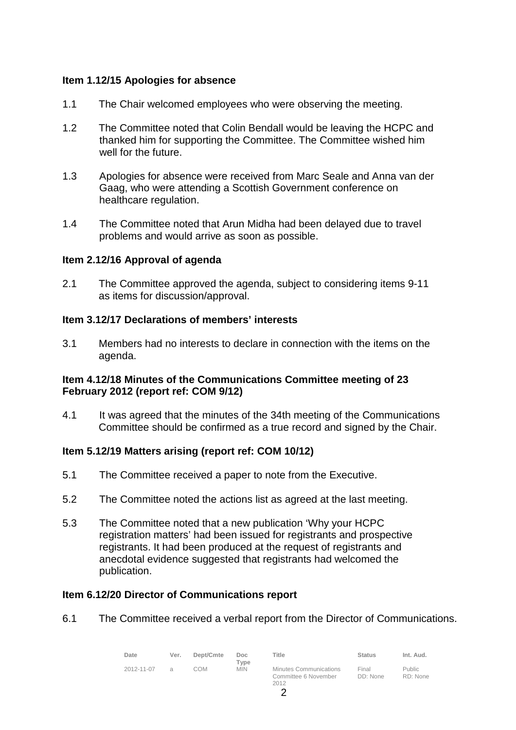**Item 1.12/15 Apologies for absence**

1.1 The Chair welcomed employees who were observing the meeting.

1.2 The Committee noted that Colin Bendall would be leaving the HCPC and thanked him for supporting the Committee. The Committee wished him well for the future.

1.3 Apologies for absence were received from Marc Seale and Anna van der Gaag, who were attending a Scottish Government conference on healthcare regulation.

1.4 The Committee noted that Arun Midha had been delayed due to travel problems and would arrive as soon as possible.

**Item 2.12/16 Approval of agenda**

2.1 The Committee approved the agenda, subject to considering items 9-11 as items for discussion/approval.

**Item 3.12/17 Declarations of members' interests**

3.1 Members had no interests to declare in connection with the items on the agenda.

**Item 4.12/18 Minutes of the Communications Committee meeting of 23 February 2012 (report ref: COM 9/12)**

4.1 It was agreed that the minutes of the 34th meeting of the Communications Committee should be confirmed as a true record and signed by the Chair.

**Item 5.12/19 Matters arising (report ref: COM 10/12)**

5.1 The Committee received a paper to note from the Executive.

5.2 The Committee noted the actions list as agreed at the last meeting.

5.3 The Committee noted that a new publication 'Why your HCPC registration matters' had been issued for registrants and prospective registrants. It had been produced at the request of registrants and anecdotal evidence suggested that registrants had welcomed the publication.

**Item 6.12/20 Director of Communications report**

6.1 The Committee received a verbal report from the Director of Communications.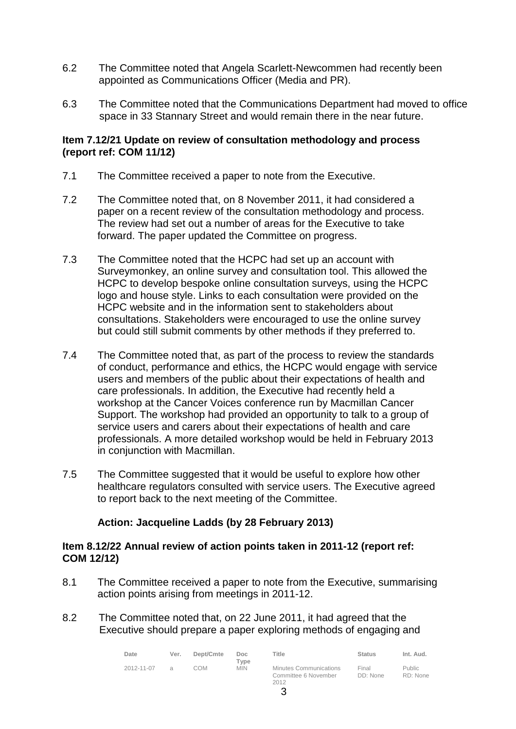6.2 The Committee noted that Angela Scarlett-Newcommen had recently been appointed as Communications Officer (Media and PR).

6.3 The Committee noted that the Communications Department had moved to office space in 33 Stannary Street and would remain there in the near future.

**Item 7.12/21 Update on review of consultation methodology and process (report ref: COM 11/12)**

7.1 The Committee received a paper to note from the Executive.

7.2 The Committee noted that, on 8 November 2011, it had considered a paper on a recent review of the consultation methodology and process. The review had set out a number of areas for the Executive to take forward. The paper updated the Committee on progress.

7.3 The Committee noted that the HCPC had set up an account with Surveymonkey, an online survey and consultation tool. This allowed the HCPC to develop bespoke online consultation surveys, using the HCPC logo and house style. Links to each consultation were provided on the HCPC website and in the information sent to stakeholders about consultations. Stakeholders were encouraged to use the online survey but could still submit comments by other methods if they preferred to.

7.4 The Committee noted that, as part of the process to review the standards of conduct, performance and ethics, the HCPC would engage with service users and members of the public about their expectations of health and care professionals. In addition, the Executive had recently held a workshop at the Cancer Voices conference run by Macmillan Cancer Support. The workshop had provided an opportunity to talk to a group of service users and carers about their expectations of health and care professionals. A more detailed workshop would be held in February 2013 in conjunction with Macmillan.

7.5 The Committee suggested that it would be useful to explore how other healthcare regulators consulted with service users. The Executive agreed to report back to the next meeting of the Committee.

**Action: Jacqueline Ladds (by 28 February 2013)**

**Item 8.12/22 Annual review of action points taken in 2011-12 (report ref: COM 12/12)**

8.1 The Committee received a paper to note from the Executive, summarising action points arising from meetings in 2011-12.

8.2 The Committee noted that, on 22 June 2011, it had agreed that the Executive should prepare a paper exploring methods of engaging and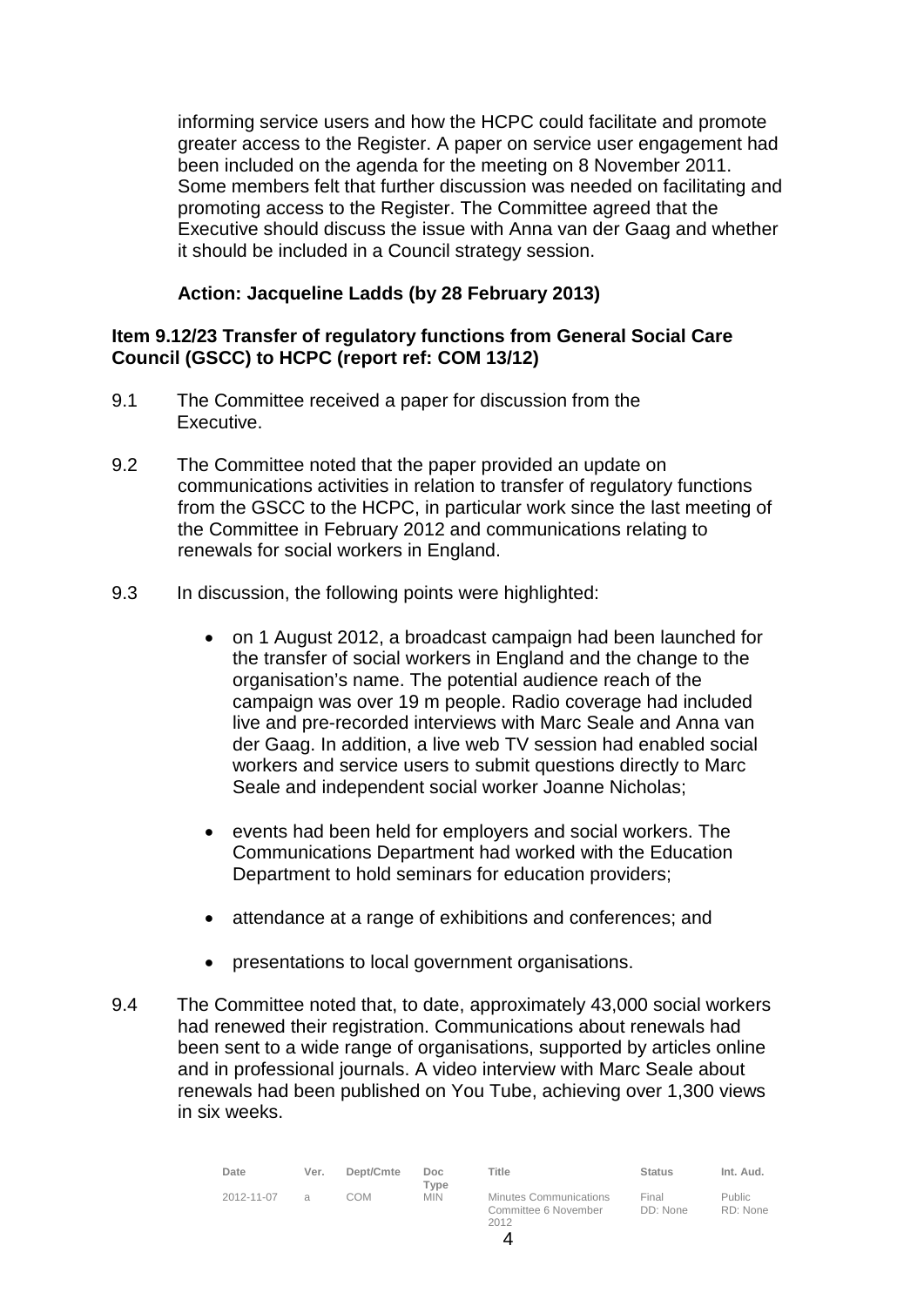informing service users and how the HCPC could facilitate and promote greater access to the Register. A paper on service user engagement had been included on the agenda for the meeting on 8 November 2011. Some members felt that further discussion was needed on facilitating and promoting access to the Register. The Committee agreed that the Executive should discuss the issue with Anna van der Gaag and whether it should be included in a Council strategy session.

**Action: Jacqueline Ladds (by 28 February 2013)**

**Item 9.12/23 Transfer of regulatory functions from General Social Care Council (GSCC) to HCPC (report ref: COM 13/12)**

9.1 The Committee received a paper for discussion from the Executive.

9.2 The Committee noted that the paper provided an update on communications activities in relation to transfer of regulatory functions from the GSCC to the HCPC, in particular work since the last meeting of the Committee in February 2012 and communications relating to renewals for social workers in England.

9.3 In discussion, the following points were highlighted:

- on 1 August 2012, a broadcast campaign had been launched for the transfer of social workers in England and the change to the organisation's name. The potential audience reach of the campaign was over 19 m people. Radio coverage had included live and pre-recorded interviews with Marc Seale and Anna van der Gaag. In addition, a live web TV session had enabled social workers and service users to submit questions directly to Marc Seale and independent social worker Joanne Nicholas;

- events had been held for employers and social workers. The Communications Department had worked with the Education Department to hold seminars for education providers;

- attendance at a range of exhibitions and conferences; and

- presentations to local government organisations.

9.4 The Committee noted that, to date, approximately 43,000 social workers had renewed their registration. Communications about renewals had been sent to a wide range of organisations, supported by articles online and in professional journals. A video interview with Marc Seale about renewals had been published on You Tube, achieving over 1,300 views in six weeks.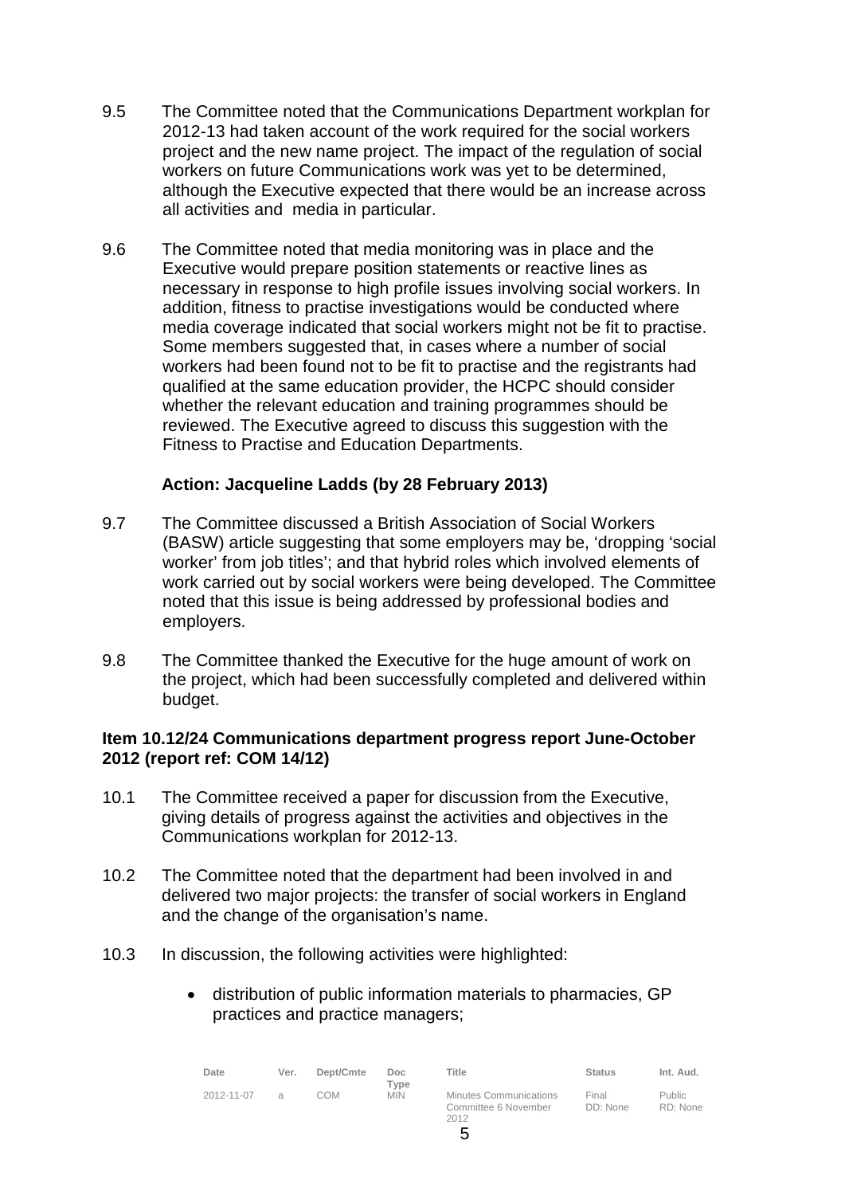9.5 The Committee noted that the Communications Department workplan for 2012-13 had taken account of the work required for the social workers project and the new name project. The impact of the regulation of social workers on future Communications work was yet to be determined, although the Executive expected that there would be an increase across all activities and media in particular.

9.6 The Committee noted that media monitoring was in place and the Executive would prepare position statements or reactive lines as necessary in response to high profile issues involving social workers. In addition, fitness to practise investigations would be conducted where media coverage indicated that social workers might not be fit to practise. Some members suggested that, in cases where a number of social workers had been found not to be fit to practise and the registrants had qualified at the same education provider, the HCPC should consider whether the relevant education and training programmes should be reviewed. The Executive agreed to discuss this suggestion with the Fitness to Practise and Education Departments.

**Action: Jacqueline Ladds (by 28 February 2013)**

9.7 The Committee discussed a British Association of Social Workers (BASW) article suggesting that some employers may be, 'dropping 'social worker' from job titles'; and that hybrid roles which involved elements of work carried out by social workers were being developed. The Committee noted that this issue is being addressed by professional bodies and employers.

9.8 The Committee thanked the Executive for the huge amount of work on the project, which had been successfully completed and delivered within budget.

**Item 10.12/24 Communications department progress report June-October 2012 (report ref: COM 14/12)**

10.1 The Committee received a paper for discussion from the Executive, giving details of progress against the activities and objectives in the Communications workplan for 2012-13.

10.2 The Committee noted that the department had been involved in and delivered two major projects: the transfer of social workers in England and the change of the organisation's name.

10.3 In discussion, the following activities were highlighted:

- distribution of public information materials to pharmacies, GP practices and practice managers;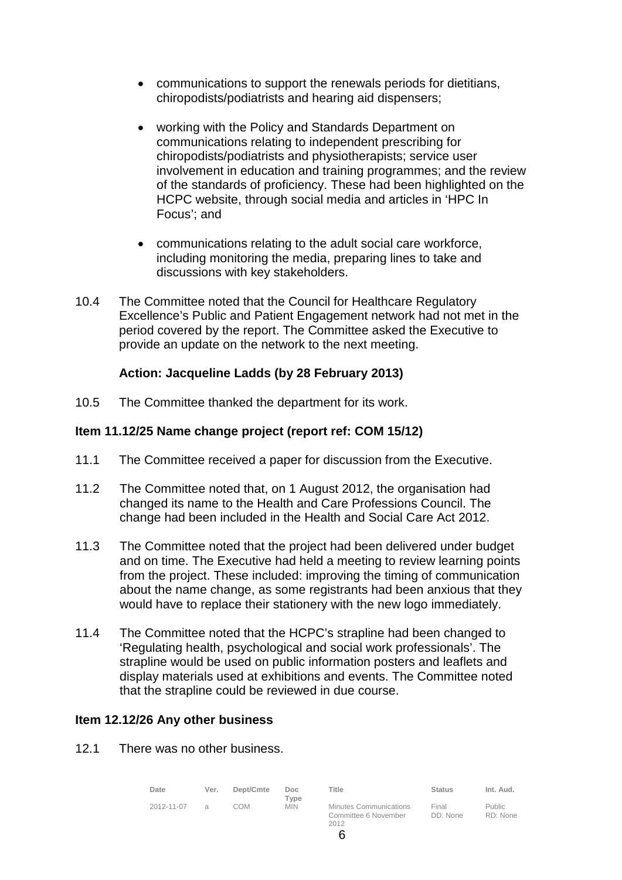- communications to support the renewals periods for dietitians, chiropodists/podiatrists and hearing aid dispensers;

- working with the Policy and Standards Department on communications relating to independent prescribing for chiropodists/podiatrists and physiotherapists; service user involvement in education and training programmes; and the review of the standards of proficiency. These had been highlighted on the HCPC website, through social media and articles in 'HPC In Focus'; and

- communications relating to the adult social care workforce, including monitoring the media, preparing lines to take and discussions with key stakeholders.

10.4 The Committee noted that the Council for Healthcare Regulatory Excellence's Public and Patient Engagement network had not met in the period covered by the report. The Committee asked the Executive to provide an update on the network to the next meeting.

**Action: Jacqueline Ladds (by 28 February 2013)**

10.5 The Committee thanked the department for its work.

**Item 11.12/25 Name change project (report ref: COM 15/12)**

11.1 The Committee received a paper for discussion from the Executive.

11.2 The Committee noted that, on 1 August 2012, the organisation had changed its name to the Health and Care Professions Council. The change had been included in the Health and Social Care Act 2012.

11.3 The Committee noted that the project had been delivered under budget and on time. The Executive had held a meeting to review learning points from the project. These included: improving the timing of communication about the name change, as some registrants had been anxious that they would have to replace their stationery with the new logo immediately.

11.4 The Committee noted that the HCPC's strapline had been changed to 'Regulating health, psychological and social work professionals'. The strapline would be used on public information posters and leaflets and display materials used at exhibitions and events. The Committee noted that the strapline could be reviewed in due course.

**Item 12.12/26 Any other business**

12.1 There was no other business.

| Date | Ver. | Dept/Cmte | Doc Type | Title | Status | Int. Aud. |
|---|---|---|---|---|---|---|
| 2012-11-07 | a | COM | MIN | Minutes Communications Committee 6 November 2012 | Final DD: None | Public RD: None |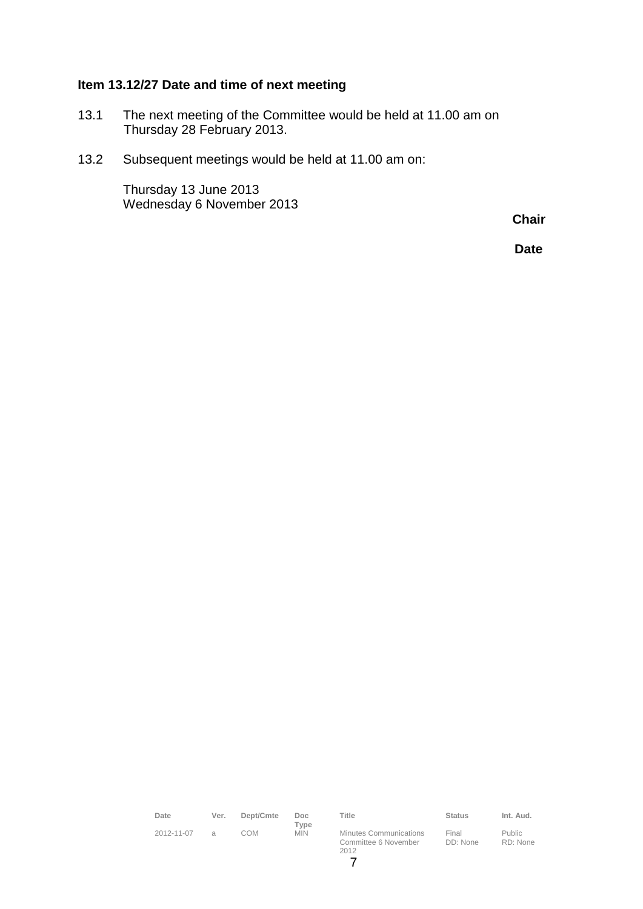**Item 13.12/27 Date and time of next meeting**

13.1 The next meeting of the Committee would be held at 11.00 am on Thursday 28 February 2013.

13.2 Subsequent meetings would be held at 11.00 am on:

Thursday 13 June 2013
Wednesday 6 November 2013

**Chair**

**Date**

| Date | Ver. | Dept/Cmte | Doc Type | Title | Status | Int. Aud. |
|---|---|---|---|---|---|---|
| 2012-11-07 | a | COM | MIN | Minutes Communications Committee 6 November 2012 | Final DD: None | Public RD: None |